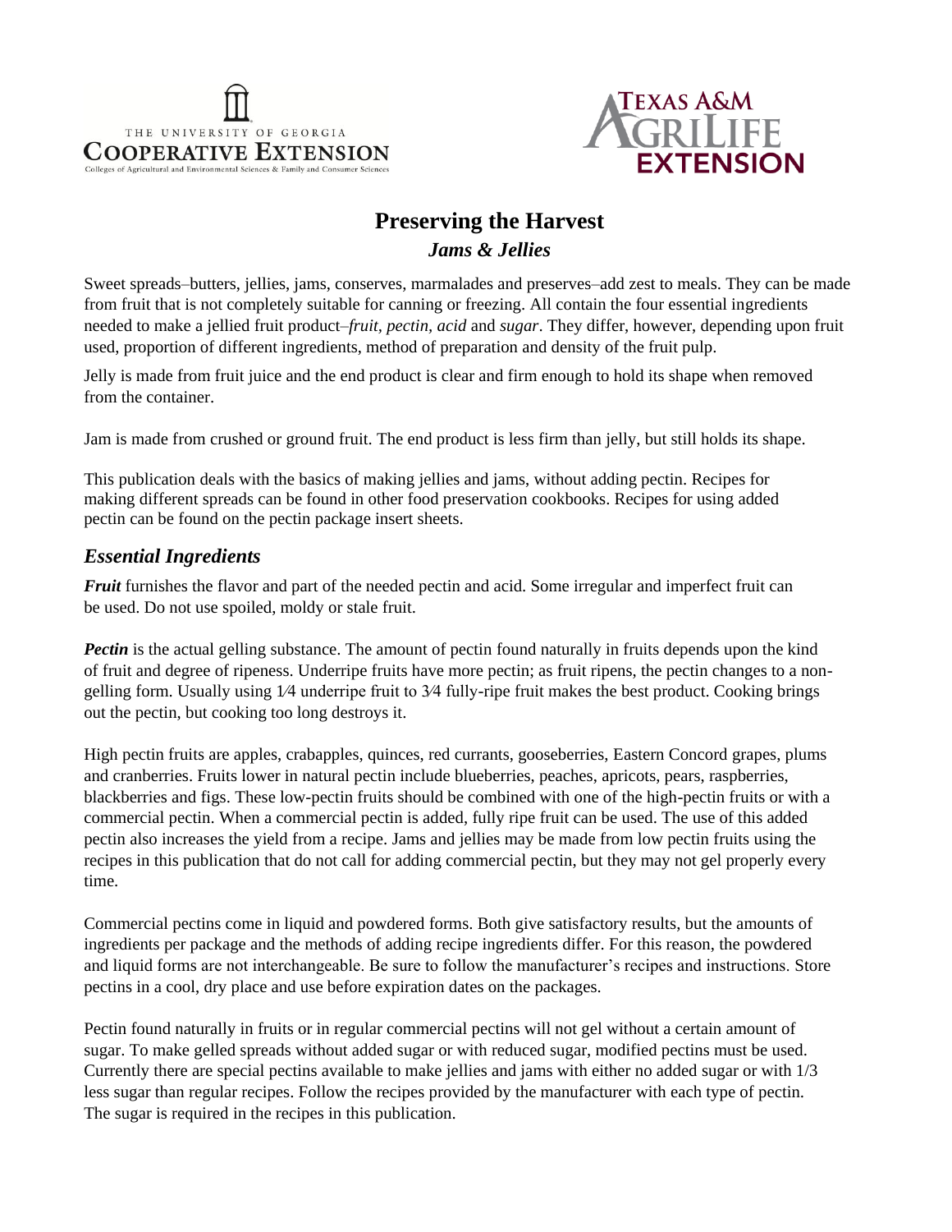THE UNIVERSITY OF GEORGIA
COOPERATIVE EXTENSION
Colleges of Agricultural and Environmental Sciences & Family and Consumer Sciences

TEXAS A&M AGRILIFE EXTENSION

# Preserving the Harvest

## *Jams & Jellies*

Sweet spreads–butters, jellies, jams, conserves, marmalades and preserves–add zest to meals. They can be made from fruit that is not completely suitable for canning or freezing. All contain the four essential ingredients needed to make a jellied fruit product–*fruit, pectin, acid* and *sugar*. They differ, however, depending upon fruit used, proportion of different ingredients, method of preparation and density of the fruit pulp.

Jelly is made from fruit juice and the end product is clear and firm enough to hold its shape when removed from the container.

Jam is made from crushed or ground fruit. The end product is less firm than jelly, but still holds its shape.

This publication deals with the basics of making jellies and jams, without adding pectin. Recipes for making different spreads can be found in other food preservation cookbooks. Recipes for using added pectin can be found on the pectin package insert sheets.

## *Essential Ingredients*

***Fruit*** furnishes the flavor and part of the needed pectin and acid. Some irregular and imperfect fruit can be used. Do not use spoiled, moldy or stale fruit.

***Pectin*** is the actual gelling substance. The amount of pectin found naturally in fruits depends upon the kind of fruit and degree of ripeness. Underripe fruits have more pectin; as fruit ripens, the pectin changes to a non-gelling form. Usually using 1⁄4 underripe fruit to 3⁄4 fully-ripe fruit makes the best product. Cooking brings out the pectin, but cooking too long destroys it.

High pectin fruits are apples, crabapples, quinces, red currants, gooseberries, Eastern Concord grapes, plums and cranberries. Fruits lower in natural pectin include blueberries, peaches, apricots, pears, raspberries, blackberries and figs. These low-pectin fruits should be combined with one of the high-pectin fruits or with a commercial pectin. When a commercial pectin is added, fully ripe fruit can be used. The use of this added pectin also increases the yield from a recipe. Jams and jellies may be made from low pectin fruits using the recipes in this publication that do not call for adding commercial pectin, but they may not gel properly every time.

Commercial pectins come in liquid and powdered forms. Both give satisfactory results, but the amounts of ingredients per package and the methods of adding recipe ingredients differ. For this reason, the powdered and liquid forms are not interchangeable. Be sure to follow the manufacturer's recipes and instructions. Store pectins in a cool, dry place and use before expiration dates on the packages.

Pectin found naturally in fruits or in regular commercial pectins will not gel without a certain amount of sugar. To make gelled spreads without added sugar or with reduced sugar, modified pectins must be used. Currently there are special pectins available to make jellies and jams with either no added sugar or with 1/3 less sugar than regular recipes. Follow the recipes provided by the manufacturer with each type of pectin. The sugar is required in the recipes in this publication.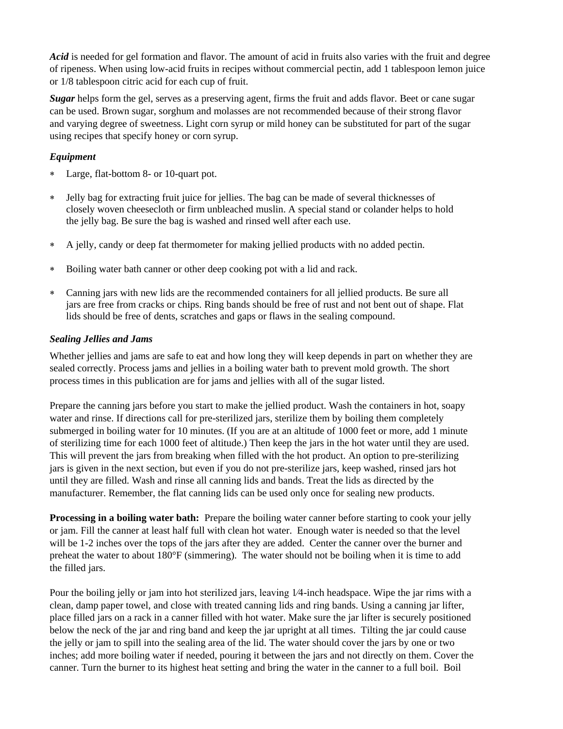***Acid*** is needed for gel formation and flavor. The amount of acid in fruits also varies with the fruit and degree of ripeness. When using low-acid fruits in recipes without commercial pectin, add 1 tablespoon lemon juice or 1/8 tablespoon citric acid for each cup of fruit.

***Sugar*** helps form the gel, serves as a preserving agent, firms the fruit and adds flavor. Beet or cane sugar can be used. Brown sugar, sorghum and molasses are not recommended because of their strong flavor and varying degree of sweetness. Light corn syrup or mild honey can be substituted for part of the sugar using recipes that specify honey or corn syrup.

### *Equipment*

* Large, flat-bottom 8- or 10-quart pot.
* Jelly bag for extracting fruit juice for jellies. The bag can be made of several thicknesses of closely woven cheesecloth or firm unbleached muslin. A special stand or colander helps to hold the jelly bag. Be sure the bag is washed and rinsed well after each use.
* A jelly, candy or deep fat thermometer for making jellied products with no added pectin.
* Boiling water bath canner or other deep cooking pot with a lid and rack.
* Canning jars with new lids are the recommended containers for all jellied products. Be sure all jars are free from cracks or chips. Ring bands should be free of rust and not bent out of shape. Flat lids should be free of dents, scratches and gaps or flaws in the sealing compound.

### *Sealing Jellies and Jams*

Whether jellies and jams are safe to eat and how long they will keep depends in part on whether they are sealed correctly. Process jams and jellies in a boiling water bath to prevent mold growth. The short process times in this publication are for jams and jellies with all of the sugar listed.

Prepare the canning jars before you start to make the jellied product. Wash the containers in hot, soapy water and rinse. If directions call for pre-sterilized jars, sterilize them by boiling them completely submerged in boiling water for 10 minutes. (If you are at an altitude of 1000 feet or more, add 1 minute of sterilizing time for each 1000 feet of altitude.) Then keep the jars in the hot water until they are used. This will prevent the jars from breaking when filled with the hot product. An option to pre-sterilizing jars is given in the next section, but even if you do not pre-sterilize jars, keep washed, rinsed jars hot until they are filled. Wash and rinse all canning lids and bands. Treat the lids as directed by the manufacturer. Remember, the flat canning lids can be used only once for sealing new products.

**Processing in a boiling water bath:** Prepare the boiling water canner before starting to cook your jelly or jam. Fill the canner at least half full with clean hot water. Enough water is needed so that the level will be 1-2 inches over the tops of the jars after they are added. Center the canner over the burner and preheat the water to about 180°F (simmering). The water should not be boiling when it is time to add the filled jars.

Pour the boiling jelly or jam into hot sterilized jars, leaving 1⁄4-inch headspace. Wipe the jar rims with a clean, damp paper towel, and close with treated canning lids and ring bands. Using a canning jar lifter, place filled jars on a rack in a canner filled with hot water. Make sure the jar lifter is securely positioned below the neck of the jar and ring band and keep the jar upright at all times. Tilting the jar could cause the jelly or jam to spill into the sealing area of the lid. The water should cover the jars by one or two inches; add more boiling water if needed, pouring it between the jars and not directly on them. Cover the canner. Turn the burner to its highest heat setting and bring the water in the canner to a full boil. Boil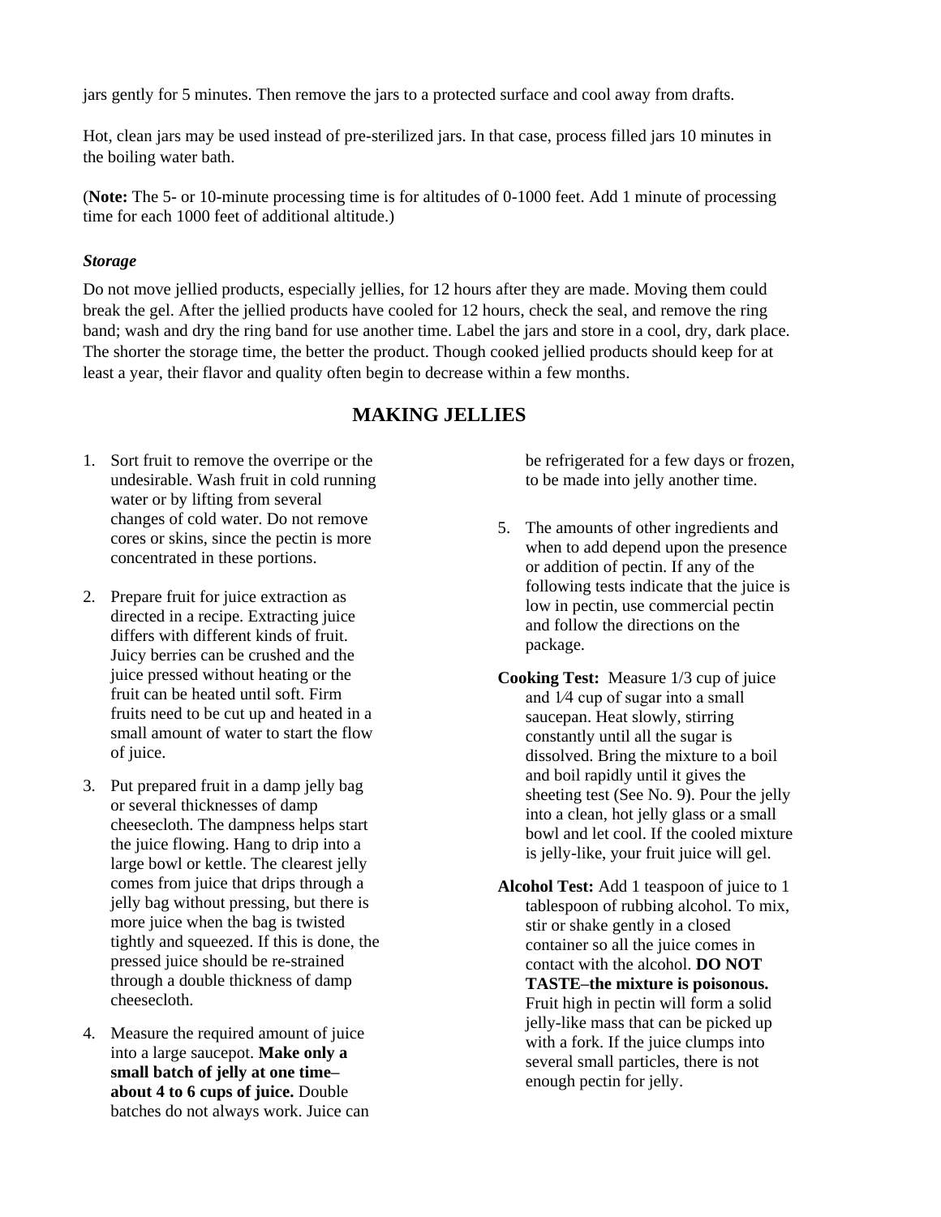jars gently for 5 minutes. Then remove the jars to a protected surface and cool away from drafts.

Hot, clean jars may be used instead of pre-sterilized jars. In that case, process filled jars 10 minutes in the boiling water bath.

(**Note:** The 5- or 10-minute processing time is for altitudes of 0-1000 feet. Add 1 minute of processing time for each 1000 feet of additional altitude.)

***Storage***

Do not move jellied products, especially jellies, for 12 hours after they are made. Moving them could break the gel. After the jellied products have cooled for 12 hours, check the seal, and remove the ring band; wash and dry the ring band for use another time. Label the jars and store in a cool, dry, dark place. The shorter the storage time, the better the product. Though cooked jellied products should keep for at least a year, their flavor and quality often begin to decrease within a few months.

## MAKING JELLIES

1. Sort fruit to remove the overripe or the undesirable. Wash fruit in cold running water or by lifting from several changes of cold water. Do not remove cores or skins, since the pectin is more concentrated in these portions.

2. Prepare fruit for juice extraction as directed in a recipe. Extracting juice differs with different kinds of fruit. Juicy berries can be crushed and the juice pressed without heating or the fruit can be heated until soft. Firm fruits need to be cut up and heated in a small amount of water to start the flow of juice.

3. Put prepared fruit in a damp jelly bag or several thicknesses of damp cheesecloth. The dampness helps start the juice flowing. Hang to drip into a large bowl or kettle. The clearest jelly comes from juice that drips through a jelly bag without pressing, but there is more juice when the bag is twisted tightly and squeezed. If this is done, the pressed juice should be re-strained through a double thickness of damp cheesecloth.

4. Measure the required amount of juice into a large saucepot. **Make only a small batch of jelly at one time–about 4 to 6 cups of juice.** Double batches do not always work. Juice can be refrigerated for a few days or frozen, to be made into jelly another time.

5. The amounts of other ingredients and when to add depend upon the presence or addition of pectin. If any of the following tests indicate that the juice is low in pectin, use commercial pectin and follow the directions on the package.

**Cooking Test:** Measure 1/3 cup of juice and 1⁄4 cup of sugar into a small saucepan. Heat slowly, stirring constantly until all the sugar is dissolved. Bring the mixture to a boil and boil rapidly until it gives the sheeting test (See No. 9). Pour the jelly into a clean, hot jelly glass or a small bowl and let cool. If the cooled mixture is jelly-like, your fruit juice will gel.

**Alcohol Test:** Add 1 teaspoon of juice to 1 tablespoon of rubbing alcohol. To mix, stir or shake gently in a closed container so all the juice comes in contact with the alcohol. **DO NOT TASTE–the mixture is poisonous.** Fruit high in pectin will form a solid jelly-like mass that can be picked up with a fork. If the juice clumps into several small particles, there is not enough pectin for jelly.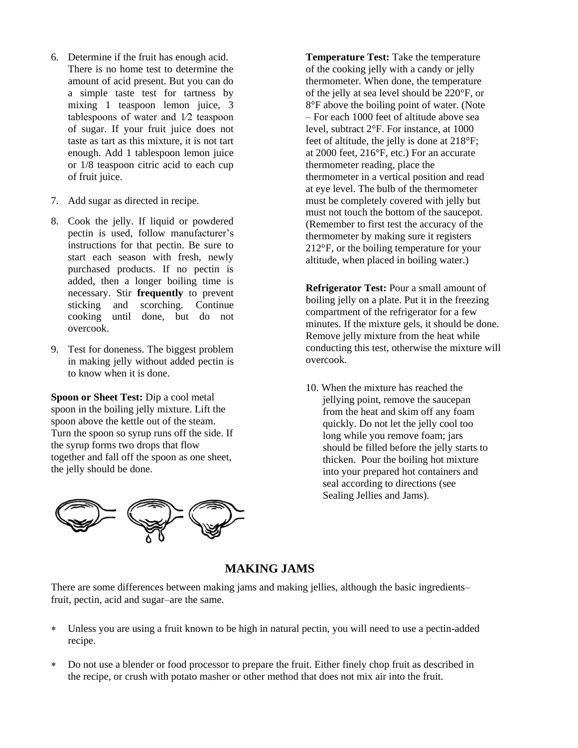6. Determine if the fruit has enough acid. There is no home test to determine the amount of acid present. But you can do a simple taste test for tartness by mixing 1 teaspoon lemon juice, 3 tablespoons of water and 1⁄2 teaspoon of sugar. If your fruit juice does not taste as tart as this mixture, it is not tart enough. Add 1 tablespoon lemon juice or 1/8 teaspoon citric acid to each cup of fruit juice.

7. Add sugar as directed in recipe.

8. Cook the jelly. If liquid or powdered pectin is used, follow manufacturer's instructions for that pectin. Be sure to start each season with fresh, newly purchased products. If no pectin is added, then a longer boiling time is necessary. Stir **frequently** to prevent sticking and scorching. Continue cooking until done, but do not overcook.

9. Test for doneness. The biggest problem in making jelly without added pectin is to know when it is done.

**Spoon or Sheet Test:** Dip a cool metal spoon in the boiling jelly mixture. Lift the spoon above the kettle out of the steam. Turn the spoon so syrup runs off the side. If the syrup forms two drops that flow together and fall off the spoon as one sheet, the jelly should be done.

**Temperature Test:** Take the temperature of the cooking jelly with a candy or jelly thermometer. When done, the temperature of the jelly at sea level should be 220°F, or 8°F above the boiling point of water. (Note – For each 1000 feet of altitude above sea level, subtract 2°F. For instance, at 1000 feet of altitude, the jelly is done at 218°F; at 2000 feet, 216°F, etc.) For an accurate thermometer reading, place the thermometer in a vertical position and read at eye level. The bulb of the thermometer must be completely covered with jelly but must not touch the bottom of the saucepot. (Remember to first test the accuracy of the thermometer by making sure it registers 212°F, or the boiling temperature for your altitude, when placed in boiling water.)

**Refrigerator Test:** Pour a small amount of boiling jelly on a plate. Put it in the freezing compartment of the refrigerator for a few minutes. If the mixture gels, it should be done. Remove jelly mixture from the heat while conducting this test, otherwise the mixture will overcook.

10. When the mixture has reached the jellying point, remove the saucepan from the heat and skim off any foam quickly. Do not let the jelly cool too long while you remove foam; jars should be filled before the jelly starts to thicken. Pour the boiling hot mixture into your prepared hot containers and seal according to directions (see Sealing Jellies and Jams).

## MAKING JAMS

There are some differences between making jams and making jellies, although the basic ingredients–fruit, pectin, acid and sugar–are the same.

* Unless you are using a fruit known to be high in natural pectin, you will need to use a pectin-added recipe.

* Do not use a blender or food processor to prepare the fruit. Either finely chop fruit as described in the recipe, or crush with potato masher or other method that does not mix air into the fruit.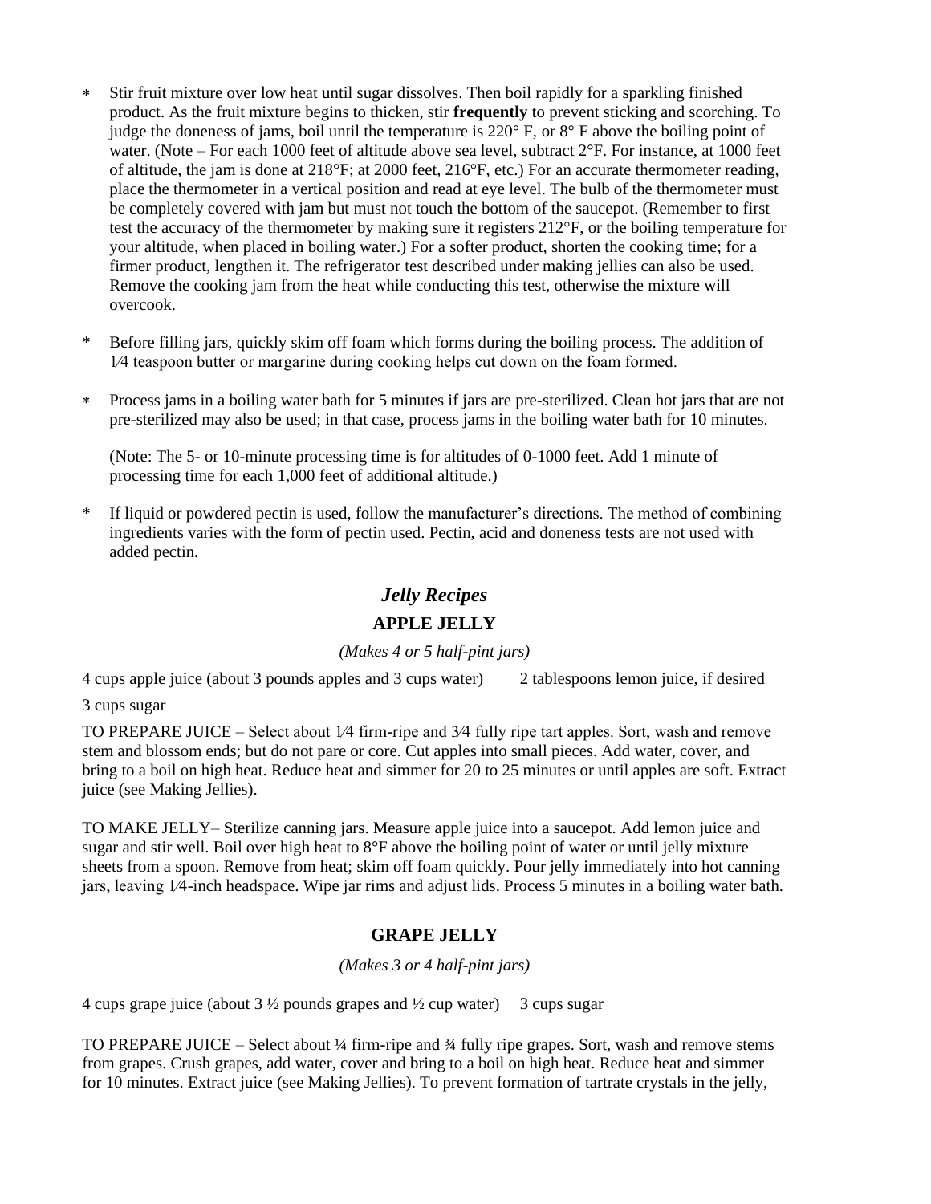* Stir fruit mixture over low heat until sugar dissolves. Then boil rapidly for a sparkling finished product. As the fruit mixture begins to thicken, stir **frequently** to prevent sticking and scorching. To judge the doneness of jams, boil until the temperature is 220° F, or 8° F above the boiling point of water. (Note – For each 1000 feet of altitude above sea level, subtract 2°F. For instance, at 1000 feet of altitude, the jam is done at 218°F; at 2000 feet, 216°F, etc.) For an accurate thermometer reading, place the thermometer in a vertical position and read at eye level. The bulb of the thermometer must be completely covered with jam but must not touch the bottom of the saucepot. (Remember to first test the accuracy of the thermometer by making sure it registers 212°F, or the boiling temperature for your altitude, when placed in boiling water.) For a softer product, shorten the cooking time; for a firmer product, lengthen it. The refrigerator test described under making jellies can also be used. Remove the cooking jam from the heat while conducting this test, otherwise the mixture will overcook.

* Before filling jars, quickly skim off foam which forms during the boiling process. The addition of 1⁄4 teaspoon butter or margarine during cooking helps cut down on the foam formed.

* Process jams in a boiling water bath for 5 minutes if jars are pre-sterilized. Clean hot jars that are not pre-sterilized may also be used; in that case, process jams in the boiling water bath for 10 minutes.

  (Note: The 5- or 10-minute processing time is for altitudes of 0-1000 feet. Add 1 minute of processing time for each 1,000 feet of additional altitude.)

* If liquid or powdered pectin is used, follow the manufacturer's directions. The method of combining ingredients varies with the form of pectin used. Pectin, acid and doneness tests are not used with added pectin.

## *Jelly Recipes*

### APPLE JELLY

*(Makes 4 or 5 half-pint jars)*

4 cups apple juice (about 3 pounds apples and 3 cups water)　　2 tablespoons lemon juice, if desired

3 cups sugar

TO PREPARE JUICE – Select about 1⁄4 firm-ripe and 3⁄4 fully ripe tart apples. Sort, wash and remove stem and blossom ends; but do not pare or core. Cut apples into small pieces. Add water, cover, and bring to a boil on high heat. Reduce heat and simmer for 20 to 25 minutes or until apples are soft. Extract juice (see Making Jellies).

TO MAKE JELLY– Sterilize canning jars. Measure apple juice into a saucepot. Add lemon juice and sugar and stir well. Boil over high heat to 8°F above the boiling point of water or until jelly mixture sheets from a spoon. Remove from heat; skim off foam quickly. Pour jelly immediately into hot canning jars, leaving 1⁄4-inch headspace. Wipe jar rims and adjust lids. Process 5 minutes in a boiling water bath.

### GRAPE JELLY

*(Makes 3 or 4 half-pint jars)*

4 cups grape juice (about 3 ½ pounds grapes and ½ cup water)　　3 cups sugar

TO PREPARE JUICE – Select about ¼ firm-ripe and ¾ fully ripe grapes. Sort, wash and remove stems from grapes. Crush grapes, add water, cover and bring to a boil on high heat. Reduce heat and simmer for 10 minutes. Extract juice (see Making Jellies). To prevent formation of tartrate crystals in the jelly,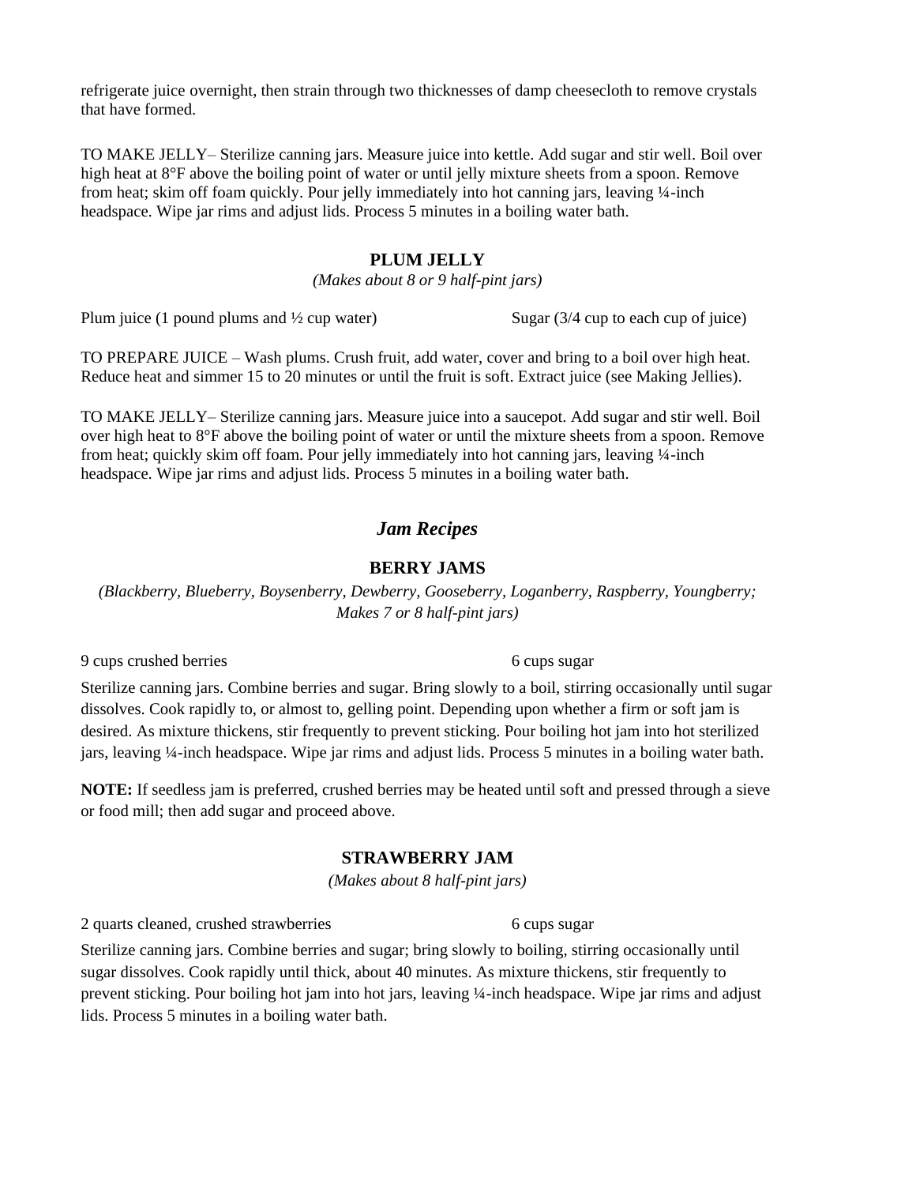refrigerate juice overnight, then strain through two thicknesses of damp cheesecloth to remove crystals that have formed.

TO MAKE JELLY– Sterilize canning jars. Measure juice into kettle. Add sugar and stir well. Boil over high heat at 8°F above the boiling point of water or until jelly mixture sheets from a spoon. Remove from heat; skim off foam quickly. Pour jelly immediately into hot canning jars, leaving ¼-inch headspace. Wipe jar rims and adjust lids. Process 5 minutes in a boiling water bath.

### PLUM JELLY

*(Makes about 8 or 9 half-pint jars)*

Plum juice (1 pound plums and ½ cup water)    Sugar (3/4 cup to each cup of juice)

TO PREPARE JUICE – Wash plums. Crush fruit, add water, cover and bring to a boil over high heat. Reduce heat and simmer 15 to 20 minutes or until the fruit is soft. Extract juice (see Making Jellies).

TO MAKE JELLY– Sterilize canning jars. Measure juice into a saucepot. Add sugar and stir well. Boil over high heat to 8°F above the boiling point of water or until the mixture sheets from a spoon. Remove from heat; quickly skim off foam. Pour jelly immediately into hot canning jars, leaving ¼-inch headspace. Wipe jar rims and adjust lids. Process 5 minutes in a boiling water bath.

## *Jam Recipes*

### BERRY JAMS

*(Blackberry, Blueberry, Boysenberry, Dewberry, Gooseberry, Loganberry, Raspberry, Youngberry; Makes 7 or 8 half-pint jars)*

9 cups crushed berries    6 cups sugar

Sterilize canning jars. Combine berries and sugar. Bring slowly to a boil, stirring occasionally until sugar dissolves. Cook rapidly to, or almost to, gelling point. Depending upon whether a firm or soft jam is desired. As mixture thickens, stir frequently to prevent sticking. Pour boiling hot jam into hot sterilized jars, leaving ¼-inch headspace. Wipe jar rims and adjust lids. Process 5 minutes in a boiling water bath.

**NOTE:** If seedless jam is preferred, crushed berries may be heated until soft and pressed through a sieve or food mill; then add sugar and proceed above.

### STRAWBERRY JAM

*(Makes about 8 half-pint jars)*

2 quarts cleaned, crushed strawberries    6 cups sugar

Sterilize canning jars. Combine berries and sugar; bring slowly to boiling, stirring occasionally until sugar dissolves. Cook rapidly until thick, about 40 minutes. As mixture thickens, stir frequently to prevent sticking. Pour boiling hot jam into hot jars, leaving ¼-inch headspace. Wipe jar rims and adjust lids. Process 5 minutes in a boiling water bath.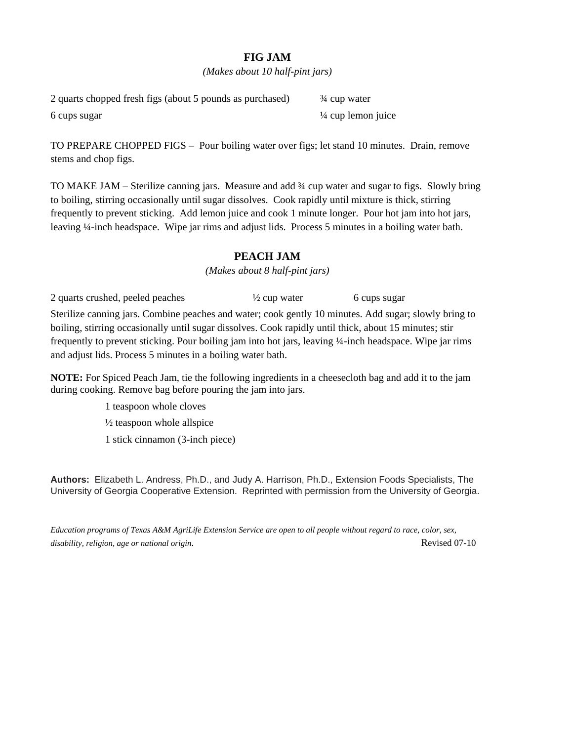## FIG JAM

*(Makes about 10 half-pint jars)*

2 quarts chopped fresh figs (about 5 pounds as purchased)

6 cups sugar

¾ cup water

¼ cup lemon juice

TO PREPARE CHOPPED FIGS – Pour boiling water over figs; let stand 10 minutes. Drain, remove stems and chop figs.

TO MAKE JAM – Sterilize canning jars. Measure and add ¾ cup water and sugar to figs. Slowly bring to boiling, stirring occasionally until sugar dissolves. Cook rapidly until mixture is thick, stirring frequently to prevent sticking. Add lemon juice and cook 1 minute longer. Pour hot jam into hot jars, leaving ¼-inch headspace. Wipe jar rims and adjust lids. Process 5 minutes in a boiling water bath.

## PEACH JAM

*(Makes about 8 half-pint jars)*

2 quarts crushed, peeled peaches

½ cup water

6 cups sugar

Sterilize canning jars. Combine peaches and water; cook gently 10 minutes. Add sugar; slowly bring to boiling, stirring occasionally until sugar dissolves. Cook rapidly until thick, about 15 minutes; stir frequently to prevent sticking. Pour boiling jam into hot jars, leaving ¼-inch headspace. Wipe jar rims and adjust lids. Process 5 minutes in a boiling water bath.

**NOTE:** For Spiced Peach Jam, tie the following ingredients in a cheesecloth bag and add it to the jam during cooking. Remove bag before pouring the jam into jars.

1 teaspoon whole cloves

½ teaspoon whole allspice

1 stick cinnamon (3-inch piece)

**Authors:** Elizabeth L. Andress, Ph.D., and Judy A. Harrison, Ph.D., Extension Foods Specialists, The University of Georgia Cooperative Extension. Reprinted with permission from the University of Georgia.

*Education programs of Texas A&M AgriLife Extension Service are open to all people without regard to race, color, sex, disability, religion, age or national origin.*

Revised 07-10